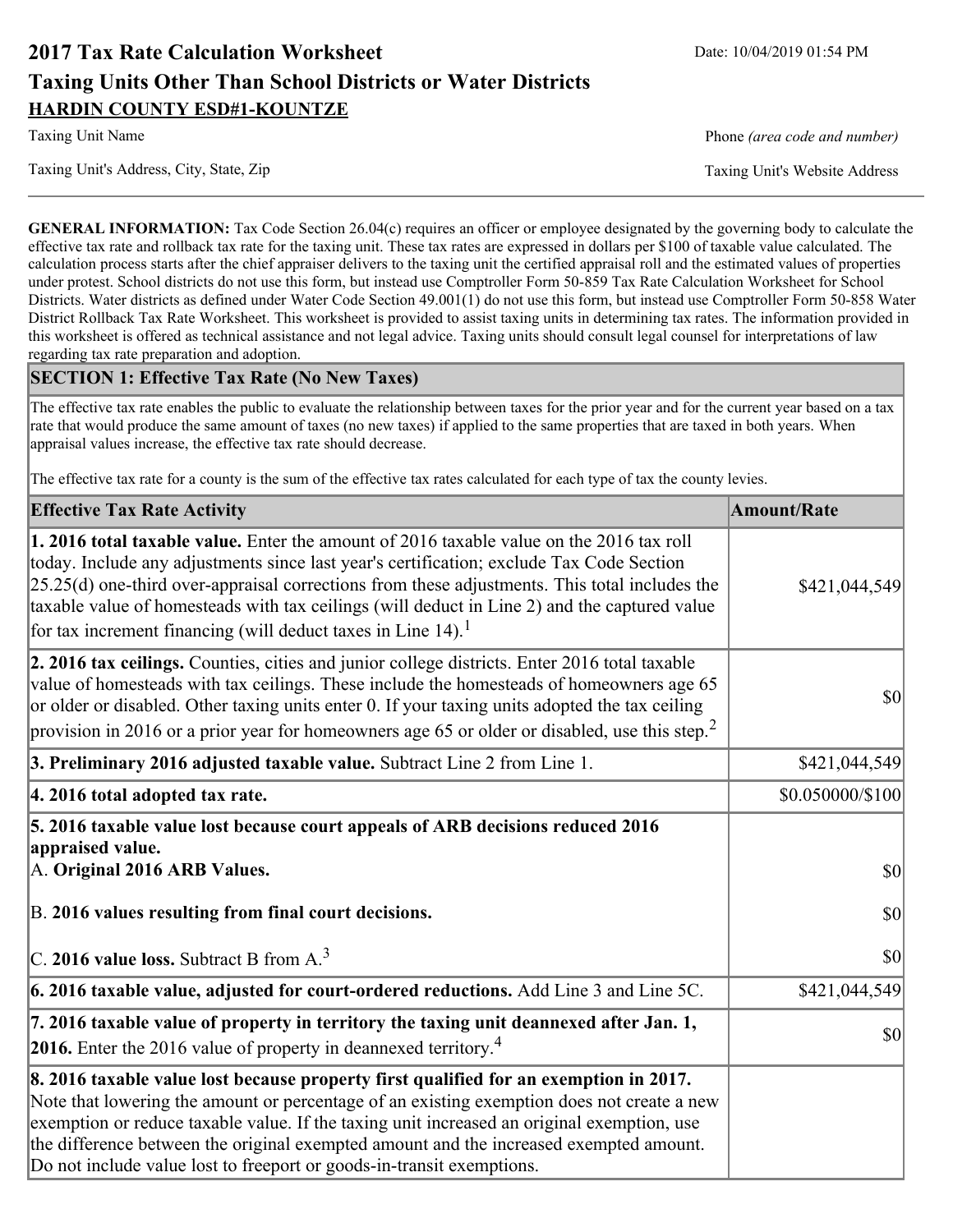# 2017 Tax Rate Calculation Worksheet

Date: 10/04/2019 01:54 PM

## Taxing Units Other Than School Districts or Water Districts

**HARDIN COUNTY ESD#1-KOUNTZE**

Taxing Unit Name

Phone *(area code and number)*

Taxing Unit's Address, City, State, Zip

Taxing Unit's Website Address

**GENERAL INFORMATION:** Tax Code Section 26.04(c) requires an officer or employee designated by the governing body to calculate the effective tax rate and rollback tax rate for the taxing unit. These tax rates are expressed in dollars per $100 of taxable value calculated. The calculation process starts after the chief appraiser delivers to the taxing unit the certified appraisal roll and the estimated values of properties under protest. School districts do not use this form, but instead use Comptroller Form 50-859 Tax Rate Calculation Worksheet for School Districts. Water districts as defined under Water Code Section 49.001(1) do not use this form, but instead use Comptroller Form 50-858 Water District Rollback Tax Rate Worksheet. This worksheet is provided to assist taxing units in determining tax rates. The information provided in this worksheet is offered as technical assistance and not legal advice. Taxing units should consult legal counsel for interpretations of law regarding tax rate preparation and adoption.

### SECTION 1: Effective Tax Rate (No New Taxes)

The effective tax rate enables the public to evaluate the relationship between taxes for the prior year and for the current year based on a tax rate that would produce the same amount of taxes (no new taxes) if applied to the same properties that are taxed in both years. When appraisal values increase, the effective tax rate should decrease.

The effective tax rate for a county is the sum of the effective tax rates calculated for each type of tax the county levies.

| Effective Tax Rate Activity | Amount/Rate |
|---|---|
| **1. 2016 total taxable value.** Enter the amount of 2016 taxable value on the 2016 tax roll today. Include any adjustments since last year's certification; exclude Tax Code Section 25.25(d) one-third over-appraisal corrections from these adjustments. This total includes the taxable value of homesteads with tax ceilings (will deduct in Line 2) and the captured value for tax increment financing (will deduct taxes in Line 14).[1] | $421,044,549 |
| **2. 2016 tax ceilings.** Counties, cities and junior college districts. Enter 2016 total taxable value of homesteads with tax ceilings. These include the homesteads of homeowners age 65 or older or disabled. Other taxing units enter 0. If your taxing units adopted the tax ceiling provision in 2016 or a prior year for homeowners age 65 or older or disabled, use this step.[2] | $0 |
| **3. Preliminary 2016 adjusted taxable value.** Subtract Line 2 from Line 1. | $421,044,549 |
| **4. 2016 total adopted tax rate.** | $0.050000/$100 |
| **5. 2016 taxable value lost because court appeals of ARB decisions reduced 2016 appraised value.** | |
| A. **Original 2016 ARB Values.** | $0 |
| B. **2016 values resulting from final court decisions.** | $0 |
| C. **2016 value loss.** Subtract B from A.[3] | $0 |
| **6. 2016 taxable value, adjusted for court-ordered reductions.** Add Line 3 and Line 5C. | $421,044,549 |
| **7. 2016 taxable value of property in territory the taxing unit deannexed after Jan. 1, 2016.** Enter the 2016 value of property in deannexed territory.[4] | $0 |
| **8. 2016 taxable value lost because property first qualified for an exemption in 2017.** Note that lowering the amount or percentage of an existing exemption does not create a new exemption or reduce taxable value. If the taxing unit increased an original exemption, use the difference between the original exempted amount and the increased exempted amount. Do not include value lost to freeport or goods-in-transit exemptions. | |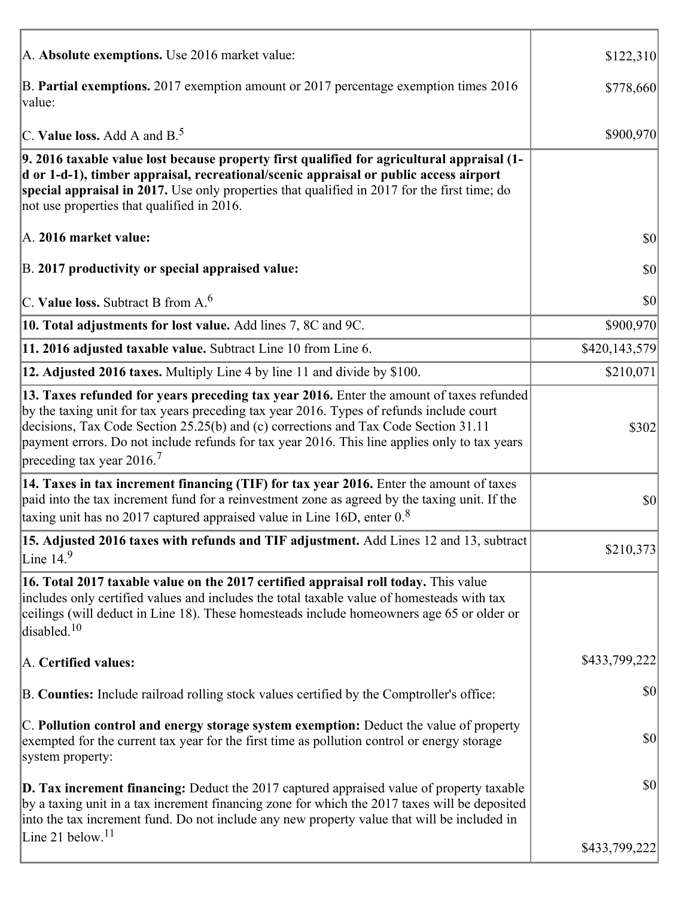| | |
|---|---|
| A. **Absolute exemptions.** Use 2016 market value: | $122,310 |
| B. **Partial exemptions.** 2017 exemption amount or 2017 percentage exemption times 2016 value: | $778,660 |
| C. **Value loss.** Add A and B.[5] | $900,970 |
| **9. 2016 taxable value lost because property first qualified for agricultural appraisal (1-d or 1-d-1), timber appraisal, recreational/scenic appraisal or public access airport special appraisal in 2017.** Use only properties that qualified in 2017 for the first time; do not use properties that qualified in 2016. | |
| A. **2016 market value:** | $0 |
| B. **2017 productivity or special appraised value:** | $0 |
| C. **Value loss.** Subtract B from A.[6] | $0 |
| **10. Total adjustments for lost value.** Add lines 7, 8C and 9C. | $900,970 |
| **11. 2016 adjusted taxable value.** Subtract Line 10 from Line 6. | $420,143,579 |
| **12. Adjusted 2016 taxes.** Multiply Line 4 by line 11 and divide by $100. | $210,071 |
| **13. Taxes refunded for years preceding tax year 2016.** Enter the amount of taxes refunded by the taxing unit for tax years preceding tax year 2016. Types of refunds include court decisions, Tax Code Section 25.25(b) and (c) corrections and Tax Code Section 31.11 payment errors. Do not include refunds for tax year 2016. This line applies only to tax years preceding tax year 2016.[7] | $302 |
| **14. Taxes in tax increment financing (TIF) for tax year 2016.** Enter the amount of taxes paid into the tax increment fund for a reinvestment zone as agreed by the taxing unit. If the taxing unit has no 2017 captured appraised value in Line 16D, enter 0.[8] | $0 |
| **15. Adjusted 2016 taxes with refunds and TIF adjustment.** Add Lines 12 and 13, subtract Line 14.[9] | $210,373 |
| **16. Total 2017 taxable value on the 2017 certified appraisal roll today.** This value includes only certified values and includes the total taxable value of homesteads with tax ceilings (will deduct in Line 18). These homesteads include homeowners age 65 or older or disabled.[10] | |
| A. **Certified values:** | $433,799,222 |
| B. **Counties:** Include railroad rolling stock values certified by the Comptroller's office: | $0 |
| C. **Pollution control and energy storage system exemption:** Deduct the value of property exempted for the current tax year for the first time as pollution control or energy storage system property: | $0 |
| **D. Tax increment financing:** Deduct the 2017 captured appraised value of property taxable by a taxing unit in a tax increment financing zone for which the 2017 taxes will be deposited into the tax increment fund. Do not include any new property value that will be included in Line 21 below.[11] | $0<br><br>$433,799,222 |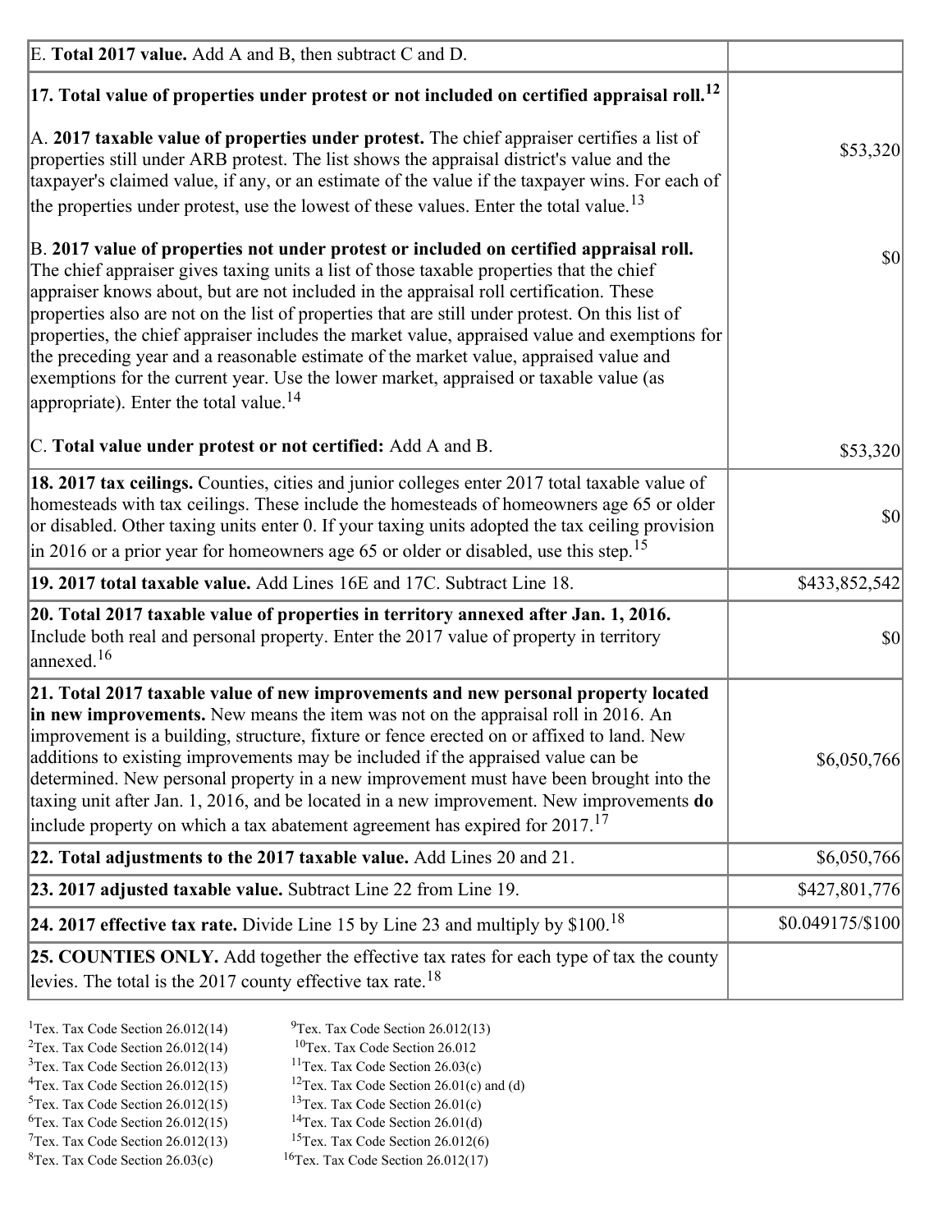| | |
|---|---|
| E. **Total 2017 value.** Add A and B, then subtract C and D. | |
| **17. Total value of properties under protest or not included on certified appraisal roll.**[12] | |
| A. **2017 taxable value of properties under protest.** The chief appraiser certifies a list of properties still under ARB protest. The list shows the appraisal district's value and the taxpayer's claimed value, if any, or an estimate of the value if the taxpayer wins. For each of the properties under protest, use the lowest of these values. Enter the total value.[13] | $53,320 |
| B. **2017 value of properties not under protest or included on certified appraisal roll.** The chief appraiser gives taxing units a list of those taxable properties that the chief appraiser knows about, but are not included in the appraisal roll certification. These properties also are not on the list of properties that are still under protest. On this list of properties, the chief appraiser includes the market value, appraised value and exemptions for the preceding year and a reasonable estimate of the market value, appraised value and exemptions for the current year. Use the lower market, appraised or taxable value (as appropriate). Enter the total value.[14] | $0 |
| C. **Total value under protest or not certified:** Add A and B. | $53,320 |
| **18. 2017 tax ceilings.** Counties, cities and junior colleges enter 2017 total taxable value of homesteads with tax ceilings. These include the homesteads of homeowners age 65 or older or disabled. Other taxing units enter 0. If your taxing units adopted the tax ceiling provision in 2016 or a prior year for homeowners age 65 or older or disabled, use this step.[15] | $0 |
| **19. 2017 total taxable value.** Add Lines 16E and 17C. Subtract Line 18. | $433,852,542 |
| **20. Total 2017 taxable value of properties in territory annexed after Jan. 1, 2016.** Include both real and personal property. Enter the 2017 value of property in territory annexed.[16] | $0 |
| **21. Total 2017 taxable value of new improvements and new personal property located in new improvements.** New means the item was not on the appraisal roll in 2016. An improvement is a building, structure, fixture or fence erected on or affixed to land. New additions to existing improvements may be included if the appraised value can be determined. New personal property in a new improvement must have been brought into the taxing unit after Jan. 1, 2016, and be located in a new improvement. New improvements **do** include property on which a tax abatement agreement has expired for 2017.[17] | $6,050,766 |
| **22. Total adjustments to the 2017 taxable value.** Add Lines 20 and 21. | $6,050,766 |
| **23. 2017 adjusted taxable value.** Subtract Line 22 from Line 19. | $427,801,776 |
| **24. 2017 effective tax rate.** Divide Line 15 by Line 23 and multiply by $100.[18] | $0.049175/$100 |
| **25. COUNTIES ONLY.** Add together the effective tax rates for each type of tax the county levies. The total is the 2017 county effective tax rate.[18] | |

[1]Tex. Tax Code Section 26.012(14)
[2]Tex. Tax Code Section 26.012(14)
[3]Tex. Tax Code Section 26.012(13)
[4]Tex. Tax Code Section 26.012(15)
[5]Tex. Tax Code Section 26.012(15)
[6]Tex. Tax Code Section 26.012(15)
[7]Tex. Tax Code Section 26.012(13)
[8]Tex. Tax Code Section 26.03(c)
[9]Tex. Tax Code Section 26.012(13)
[10]Tex. Tax Code Section 26.012
[11]Tex. Tax Code Section 26.03(c)
[12]Tex. Tax Code Section 26.01(c) and (d)
[13]Tex. Tax Code Section 26.01(c)
[14]Tex. Tax Code Section 26.01(d)
[15]Tex. Tax Code Section 26.012(6)
[16]Tex. Tax Code Section 26.012(17)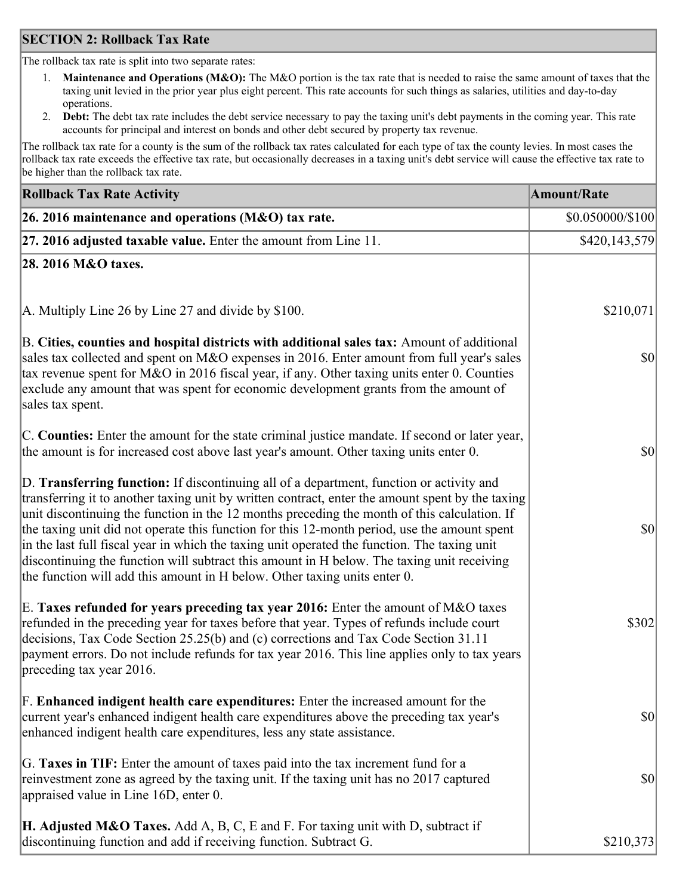## SECTION 2: Rollback Tax Rate

The rollback tax rate is split into two separate rates:

1. **Maintenance and Operations (M&O):** The M&O portion is the tax rate that is needed to raise the same amount of taxes that the taxing unit levied in the prior year plus eight percent. This rate accounts for such things as salaries, utilities and day-to-day operations.
2. **Debt:** The debt tax rate includes the debt service necessary to pay the taxing unit's debt payments in the coming year. This rate accounts for principal and interest on bonds and other debt secured by property tax revenue.

The rollback tax rate for a county is the sum of the rollback tax rates calculated for each type of tax the county levies. In most cases the rollback tax rate exceeds the effective tax rate, but occasionally decreases in a taxing unit's debt service will cause the effective tax rate to be higher than the rollback tax rate.

| Rollback Tax Rate Activity | Amount/Rate |
|---|---|
| **26. 2016 maintenance and operations (M&O) tax rate.** | $0.050000/$100 |
| **27. 2016 adjusted taxable value.** Enter the amount from Line 11. | $420,143,579 |
| **28. 2016 M&O taxes.** | |
| A. Multiply Line 26 by Line 27 and divide by $100. | $210,071 |
| B. **Cities, counties and hospital districts with additional sales tax:** Amount of additional sales tax collected and spent on M&O expenses in 2016. Enter amount from full year's sales tax revenue spent for M&O in 2016 fiscal year, if any. Other taxing units enter 0. Counties exclude any amount that was spent for economic development grants from the amount of sales tax spent. | $0 |
| C. **Counties:** Enter the amount for the state criminal justice mandate. If second or later year, the amount is for increased cost above last year's amount. Other taxing units enter 0. | $0 |
| D. **Transferring function:** If discontinuing all of a department, function or activity and transferring it to another taxing unit by written contract, enter the amount spent by the taxing unit discontinuing the function in the 12 months preceding the month of this calculation. If the taxing unit did not operate this function for this 12-month period, use the amount spent in the last full fiscal year in which the taxing unit operated the function. The taxing unit discontinuing the function will subtract this amount in H below. The taxing unit receiving the function will add this amount in H below. Other taxing units enter 0. | $0 |
| E. **Taxes refunded for years preceding tax year 2016:** Enter the amount of M&O taxes refunded in the preceding year for taxes before that year. Types of refunds include court decisions, Tax Code Section 25.25(b) and (c) corrections and Tax Code Section 31.11 payment errors. Do not include refunds for tax year 2016. This line applies only to tax years preceding tax year 2016. | $302 |
| F. **Enhanced indigent health care expenditures:** Enter the increased amount for the current year's enhanced indigent health care expenditures above the preceding tax year's enhanced indigent health care expenditures, less any state assistance. | $0 |
| G. **Taxes in TIF:** Enter the amount of taxes paid into the tax increment fund for a reinvestment zone as agreed by the taxing unit. If the taxing unit has no 2017 captured appraised value in Line 16D, enter 0. | $0 |
| **H. Adjusted M&O Taxes.** Add A, B, C, E and F. For taxing unit with D, subtract if discontinuing function and add if receiving function. Subtract G. | $210,373 |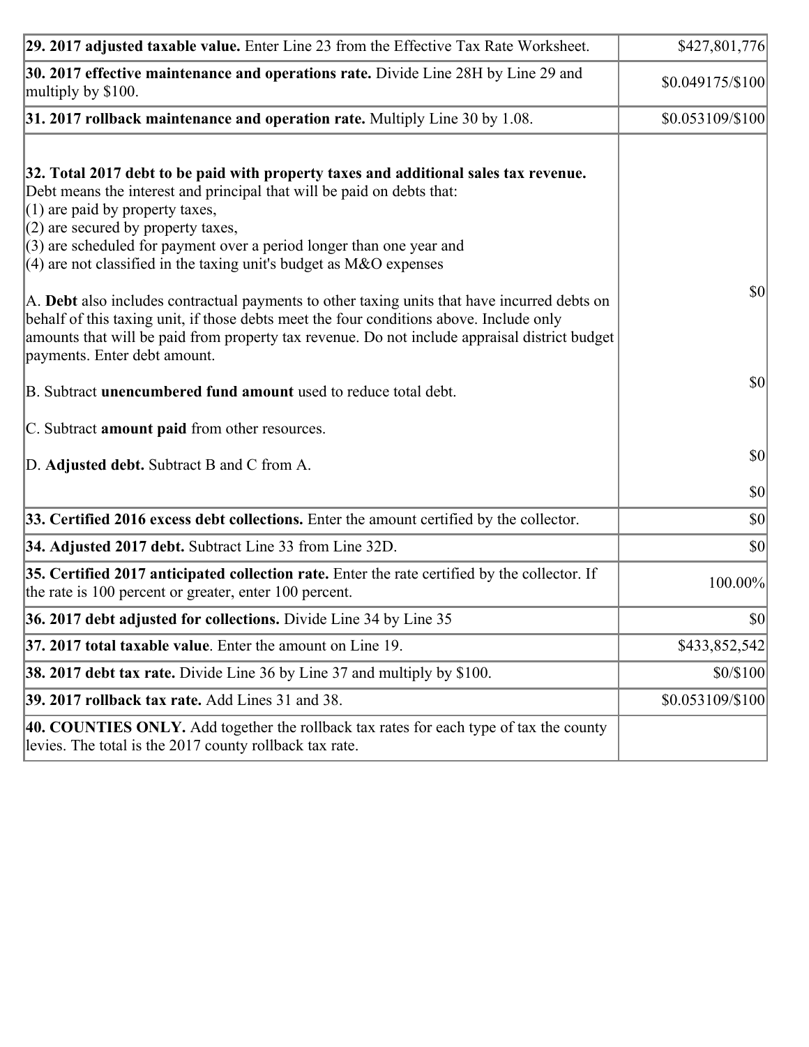| | |
|---|---|
| **29. 2017 adjusted taxable value.** Enter Line 23 from the Effective Tax Rate Worksheet. | $427,801,776 |
| **30. 2017 effective maintenance and operations rate.** Divide Line 28H by Line 29 and multiply by $100. | $0.049175/$100 |
| **31. 2017 rollback maintenance and operation rate.** Multiply Line 30 by 1.08. | $0.053109/$100 |
| **32. Total 2017 debt to be paid with property taxes and additional sales tax revenue.** Debt means the interest and principal that will be paid on debts that:<br>(1) are paid by property taxes,<br>(2) are secured by property taxes,<br>(3) are scheduled for payment over a period longer than one year and<br>(4) are not classified in the taxing unit's budget as M&O expenses<br><br>A. **Debt** also includes contractual payments to other taxing units that have incurred debts on behalf of this taxing unit, if those debts meet the four conditions above. Include only amounts that will be paid from property tax revenue. Do not include appraisal district budget payments. Enter debt amount.<br><br>B. Subtract **unencumbered fund amount** used to reduce total debt.<br><br>C. Subtract **amount paid** from other resources.<br><br>D. **Adjusted debt.** Subtract B and C from A. | $0<br><br>$0<br><br>$0<br><br>$0 |
| **33. Certified 2016 excess debt collections.** Enter the amount certified by the collector. | $0 |
| **34. Adjusted 2017 debt.** Subtract Line 33 from Line 32D. | $0 |
| **35. Certified 2017 anticipated collection rate.** Enter the rate certified by the collector. If the rate is 100 percent or greater, enter 100 percent. | 100.00% |
| **36. 2017 debt adjusted for collections.** Divide Line 34 by Line 35 | $0 |
| **37. 2017 total taxable value**. Enter the amount on Line 19. | $433,852,542 |
| **38. 2017 debt tax rate.** Divide Line 36 by Line 37 and multiply by $100. | $0/$100 |
| **39. 2017 rollback tax rate.** Add Lines 31 and 38. | $0.053109/$100 |
| **40. COUNTIES ONLY.** Add together the rollback tax rates for each type of tax the county levies. The total is the 2017 county rollback tax rate. | |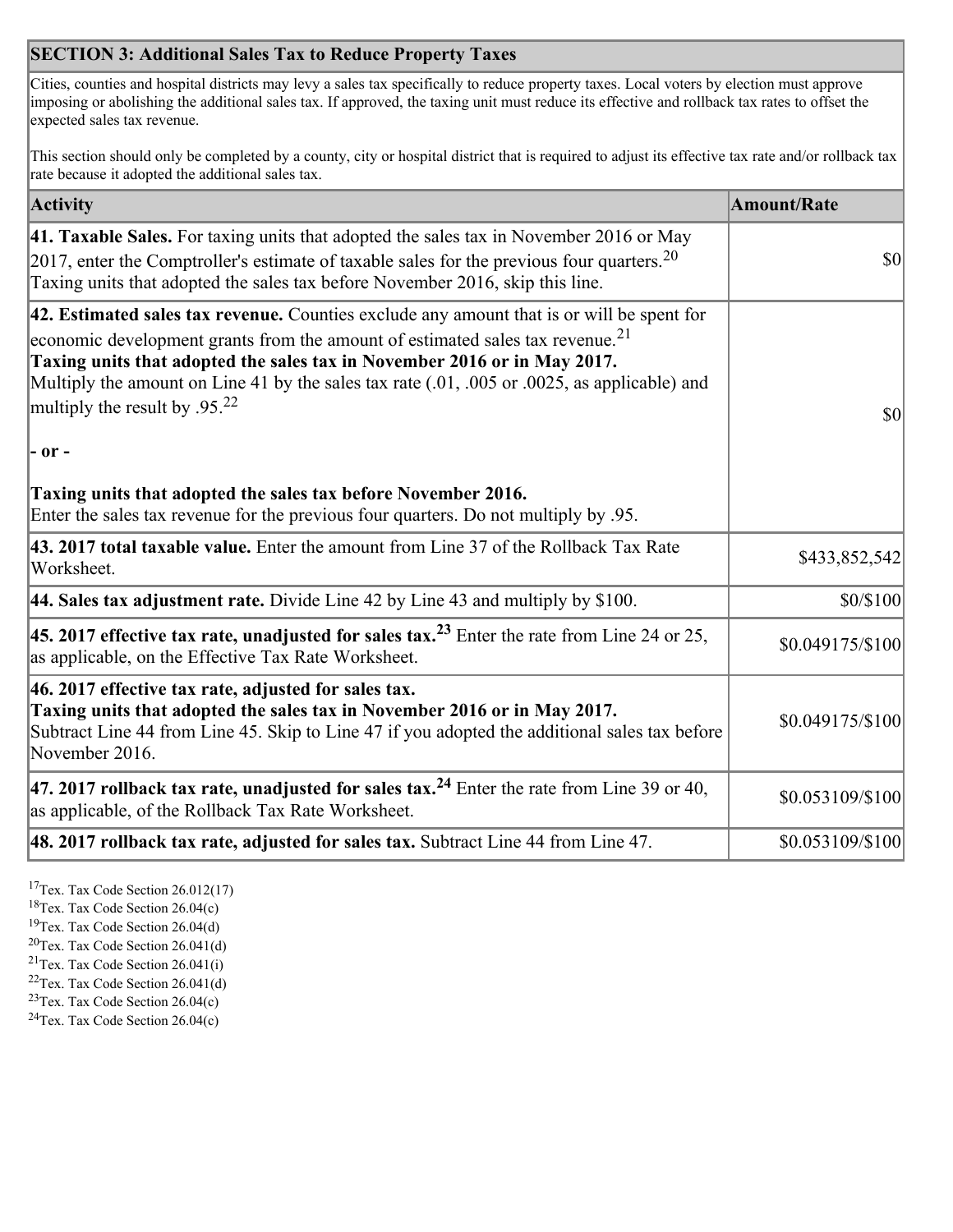## SECTION 3: Additional Sales Tax to Reduce Property Taxes

Cities, counties and hospital districts may levy a sales tax specifically to reduce property taxes. Local voters by election must approve imposing or abolishing the additional sales tax. If approved, the taxing unit must reduce its effective and rollback tax rates to offset the expected sales tax revenue.

This section should only be completed by a county, city or hospital district that is required to adjust its effective tax rate and/or rollback tax rate because it adopted the additional sales tax.

| Activity | Amount/Rate |
| --- | --- |
| **41. Taxable Sales.** For taxing units that adopted the sales tax in November 2016 or May 2017, enter the Comptroller's estimate of taxable sales for the previous four quarters.[20] Taxing units that adopted the sales tax before November 2016, skip this line. | $0 |
| **42. Estimated sales tax revenue.** Counties exclude any amount that is or will be spent for economic development grants from the amount of estimated sales tax revenue.[21] **Taxing units that adopted the sales tax in November 2016 or in May 2017.** Multiply the amount on Line 41 by the sales tax rate (.01, .005 or .0025, as applicable) and multiply the result by .95.[22] **- or -** **Taxing units that adopted the sales tax before November 2016.** Enter the sales tax revenue for the previous four quarters. Do not multiply by .95. | $0 |
| **43. 2017 total taxable value.** Enter the amount from Line 37 of the Rollback Tax Rate Worksheet. | $433,852,542 |
| **44. Sales tax adjustment rate.** Divide Line 42 by Line 43 and multiply by $100. | $0/$100 |
| **45. 2017 effective tax rate, unadjusted for sales tax.[23]** Enter the rate from Line 24 or 25, as applicable, on the Effective Tax Rate Worksheet. | $0.049175/$100 |
| **46. 2017 effective tax rate, adjusted for sales tax.** **Taxing units that adopted the sales tax in November 2016 or in May 2017.** Subtract Line 44 from Line 45. Skip to Line 47 if you adopted the additional sales tax before November 2016. | $0.049175/$100 |
| **47. 2017 rollback tax rate, unadjusted for sales tax.[24]** Enter the rate from Line 39 or 40, as applicable, of the Rollback Tax Rate Worksheet. | $0.053109/$100 |
| **48. 2017 rollback tax rate, adjusted for sales tax.** Subtract Line 44 from Line 47. | $0.053109/$100 |

[17] Tex. Tax Code Section 26.012(17)
[18] Tex. Tax Code Section 26.04(c)
[19] Tex. Tax Code Section 26.04(d)
[20] Tex. Tax Code Section 26.041(d)
[21] Tex. Tax Code Section 26.041(i)
[22] Tex. Tax Code Section 26.041(d)
[23] Tex. Tax Code Section 26.04(c)
[24] Tex. Tax Code Section 26.04(c)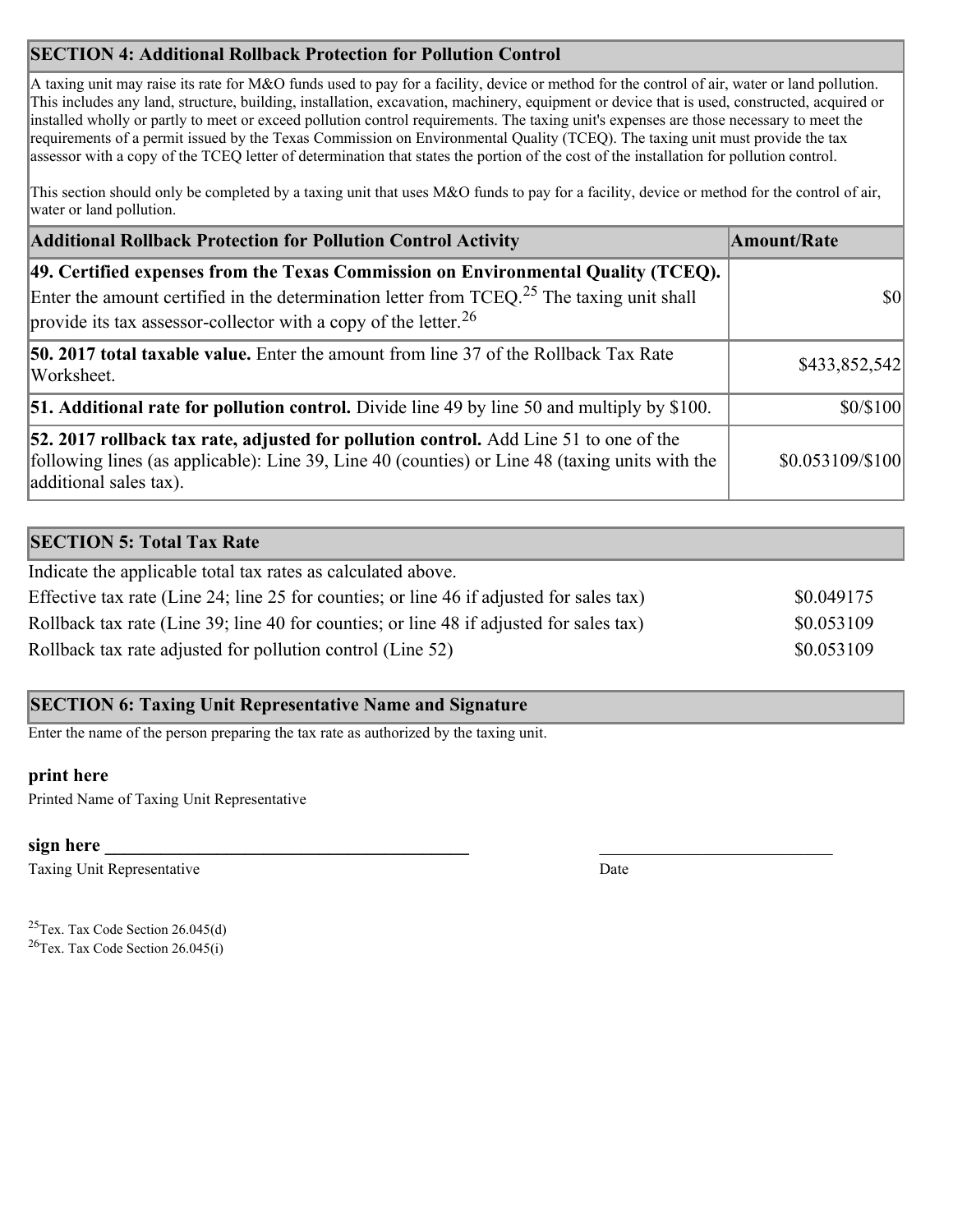## SECTION 4: Additional Rollback Protection for Pollution Control

A taxing unit may raise its rate for M&O funds used to pay for a facility, device or method for the control of air, water or land pollution. This includes any land, structure, building, installation, excavation, machinery, equipment or device that is used, constructed, acquired or installed wholly or partly to meet or exceed pollution control requirements. The taxing unit's expenses are those necessary to meet the requirements of a permit issued by the Texas Commission on Environmental Quality (TCEQ). The taxing unit must provide the tax assessor with a copy of the TCEQ letter of determination that states the portion of the cost of the installation for pollution control.

This section should only be completed by a taxing unit that uses M&O funds to pay for a facility, device or method for the control of air, water or land pollution.

| Additional Rollback Protection for Pollution Control Activity | Amount/Rate |
|---|---|
| **49. Certified expenses from the Texas Commission on Environmental Quality (TCEQ).** Enter the amount certified in the determination letter from TCEQ.[25] The taxing unit shall provide its tax assessor-collector with a copy of the letter.[26] | $0 |
| **50. 2017 total taxable value.** Enter the amount from line 37 of the Rollback Tax Rate Worksheet. | $433,852,542 |
| **51. Additional rate for pollution control.** Divide line 49 by line 50 and multiply by $100. | $0/$100 |
| **52. 2017 rollback tax rate, adjusted for pollution control.** Add Line 51 to one of the following lines (as applicable): Line 39, Line 40 (counties) or Line 48 (taxing units with the additional sales tax). | $0.053109/$100 |

## SECTION 5: Total Tax Rate

Indicate the applicable total tax rates as calculated above.

| | |
|---|---|
| Effective tax rate (Line 24; line 25 for counties; or line 46 if adjusted for sales tax) | $0.049175 |
| Rollback tax rate (Line 39; line 40 for counties; or line 48 if adjusted for sales tax) | $0.053109 |
| Rollback tax rate adjusted for pollution control (Line 52) | $0.053109 |

## SECTION 6: Taxing Unit Representative Name and Signature

Enter the name of the person preparing the tax rate as authorized by the taxing unit.

**print here**

Printed Name of Taxing Unit Representative

**sign here** ______________________________________ ___________________________

Taxing Unit Representative Date

[25]Tex. Tax Code Section 26.045(d)
[26]Tex. Tax Code Section 26.045(i)